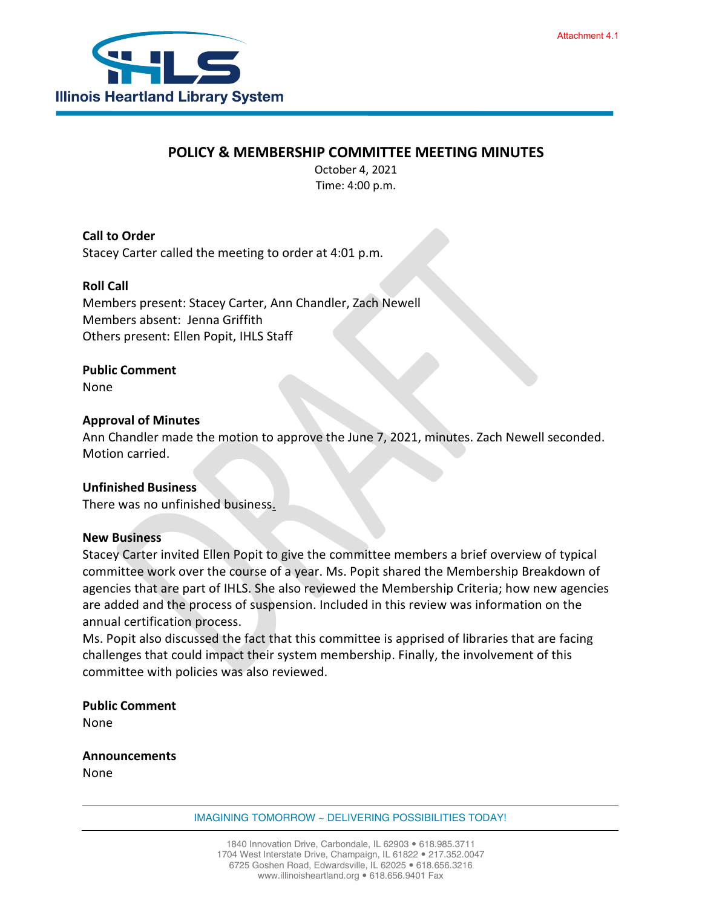Attachment 4.1

# POLICY & MEMBERSHIP COMMITTEE MEETING MINUTES

October 4, 2021
Time: 4:00 p.m.

**Call to Order**
Stacey Carter called the meeting to order at 4:01 p.m.

**Roll Call**
Members present: Stacey Carter, Ann Chandler, Zach Newell
Members absent: Jenna Griffith
Others present: Ellen Popit, IHLS Staff

**Public Comment**
None

**Approval of Minutes**
Ann Chandler made the motion to approve the June 7, 2021, minutes. Zach Newell seconded. Motion carried.

**Unfinished Business**
There was no unfinished business.

**New Business**
Stacey Carter invited Ellen Popit to give the committee members a brief overview of typical committee work over the course of a year. Ms. Popit shared the Membership Breakdown of agencies that are part of IHLS. She also reviewed the Membership Criteria; how new agencies are added and the process of suspension. Included in this review was information on the annual certification process.
Ms. Popit also discussed the fact that this committee is apprised of libraries that are facing challenges that could impact their system membership. Finally, the involvement of this committee with policies was also reviewed.

**Public Comment**
None

**Announcements**
None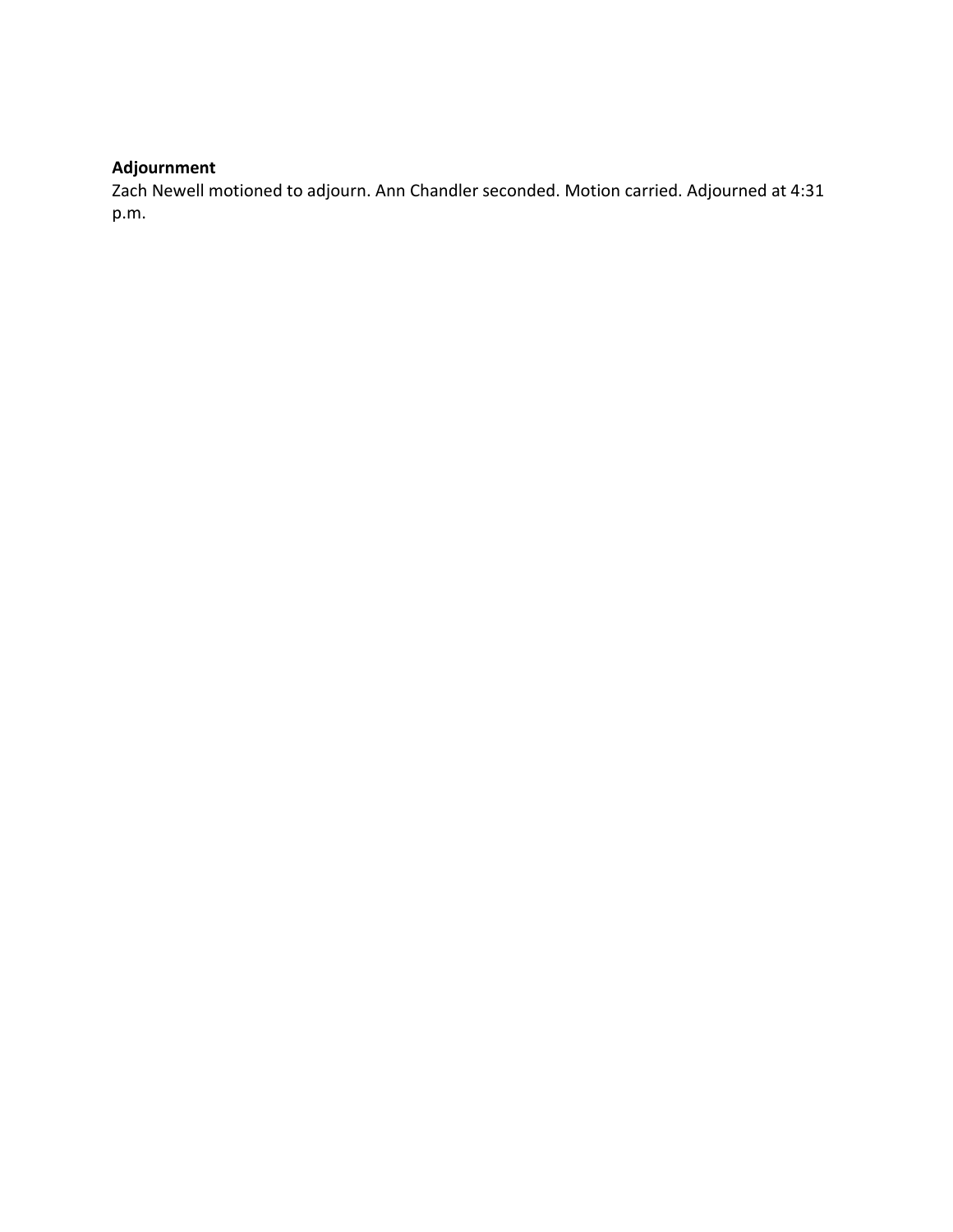**Adjournment**

Zach Newell motioned to adjourn. Ann Chandler seconded. Motion carried. Adjourned at 4:31 p.m.